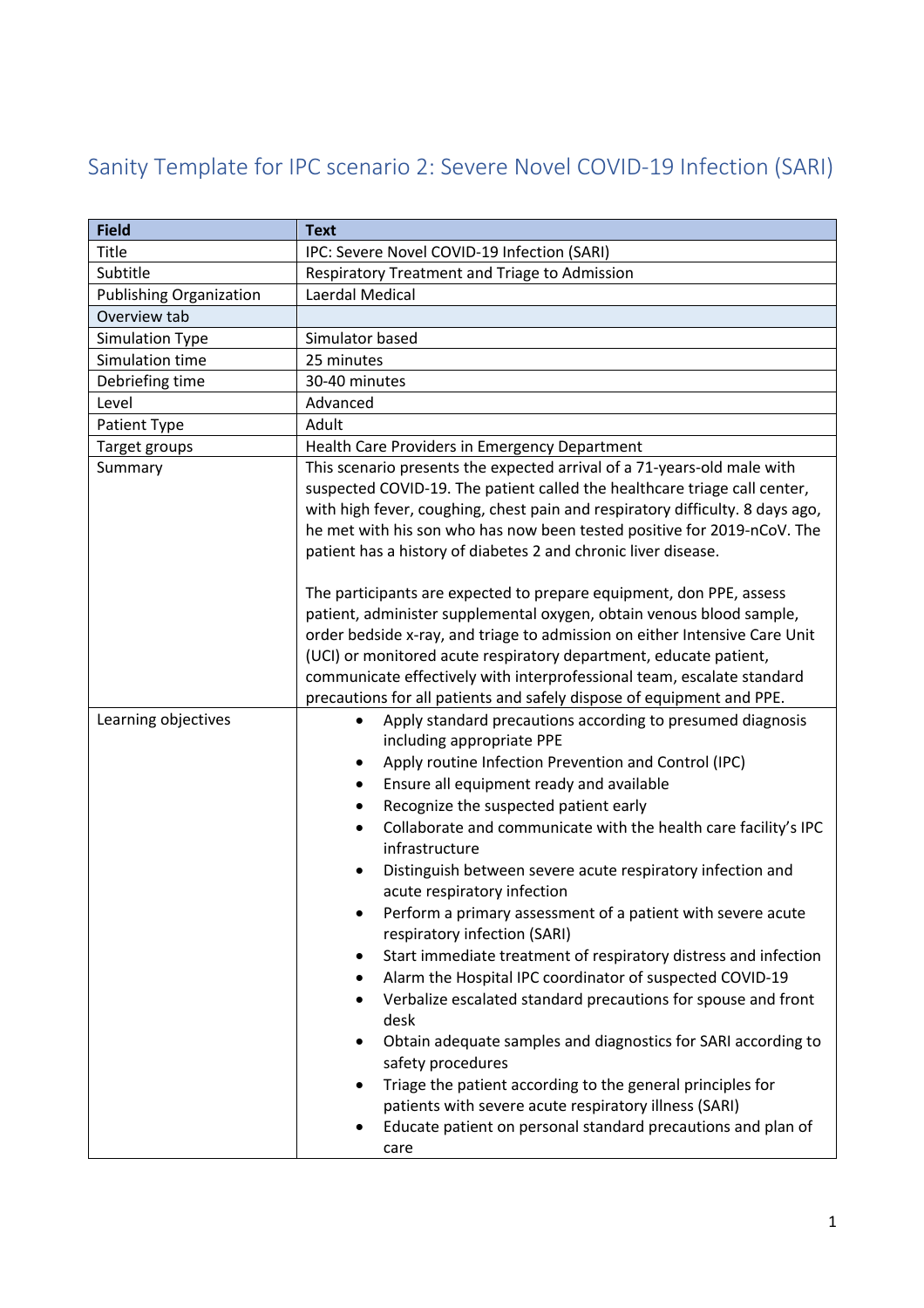# Sanity Template for IPC scenario 2: Severe Novel COVID-19 Infection (SARI)

| Field | Text |
|---|---|
| Title | IPC: Severe Novel COVID-19 Infection (SARI) |
| Subtitle | Respiratory Treatment and Triage to Admission |
| Publishing Organization | Laerdal Medical |
| Overview tab | |
| Simulation Type | Simulator based |
| Simulation time | 25 minutes |
| Debriefing time | 30-40 minutes |
| Level | Advanced |
| Patient Type | Adult |
| Target groups | Health Care Providers in Emergency Department |
| Summary | This scenario presents the expected arrival of a 71-years-old male with suspected COVID-19. The patient called the healthcare triage call center, with high fever, coughing, chest pain and respiratory difficulty. 8 days ago, he met with his son who has now been tested positive for 2019-nCoV. The patient has a history of diabetes 2 and chronic liver disease.<br><br>The participants are expected to prepare equipment, don PPE, assess patient, administer supplemental oxygen, obtain venous blood sample, order bedside x-ray, and triage to admission on either Intensive Care Unit (UCI) or monitored acute respiratory department, educate patient, communicate effectively with interprofessional team, escalate standard precautions for all patients and safely dispose of equipment and PPE. |
| Learning objectives | • Apply standard precautions according to presumed diagnosis including appropriate PPE<br>• Apply routine Infection Prevention and Control (IPC)<br>• Ensure all equipment ready and available<br>• Recognize the suspected patient early<br>• Collaborate and communicate with the health care facility's IPC infrastructure<br>• Distinguish between severe acute respiratory infection and acute respiratory infection<br>• Perform a primary assessment of a patient with severe acute respiratory infection (SARI)<br>• Start immediate treatment of respiratory distress and infection<br>• Alarm the Hospital IPC coordinator of suspected COVID-19<br>• Verbalize escalated standard precautions for spouse and front desk<br>• Obtain adequate samples and diagnostics for SARI according to safety procedures<br>• Triage the patient according to the general principles for patients with severe acute respiratory illness (SARI)<br>• Educate patient on personal standard precautions and plan of care |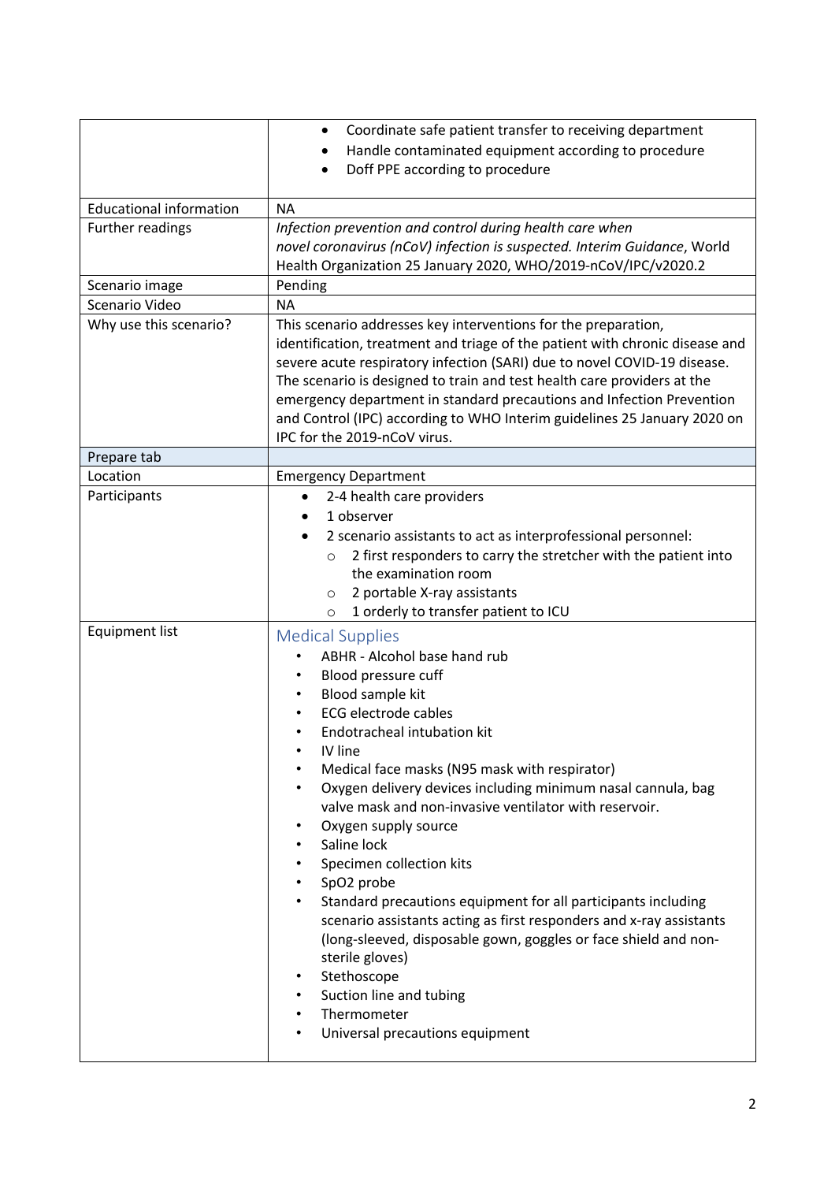| | |
|---|---|
| | • Coordinate safe patient transfer to receiving department<br>• Handle contaminated equipment according to procedure<br>• Doff PPE according to procedure |
| Educational information | NA |
| Further readings | *Infection prevention and control during health care when novel coronavirus (nCoV) infection is suspected. Interim Guidance*, World Health Organization 25 January 2020, WHO/2019-nCoV/IPC/v2020.2 |
| Scenario image | Pending |
| Scenario Video | NA |
| Why use this scenario? | This scenario addresses key interventions for the preparation, identification, treatment and triage of the patient with chronic disease and severe acute respiratory infection (SARI) due to novel COVID-19 disease. The scenario is designed to train and test health care providers at the emergency department in standard precautions and Infection Prevention and Control (IPC) according to WHO Interim guidelines 25 January 2020 on IPC for the 2019-nCoV virus. |
| Prepare tab | |
| Location | Emergency Department |
| Participants | • 2-4 health care providers<br>• 1 observer<br>• 2 scenario assistants to act as interprofessional personnel:<br>  ○ 2 first responders to carry the stretcher with the patient into the examination room<br>  ○ 2 portable X-ray assistants<br>  ○ 1 orderly to transfer patient to ICU |
| Equipment list | **Medical Supplies**<br>• ABHR - Alcohol base hand rub<br>• Blood pressure cuff<br>• Blood sample kit<br>• ECG electrode cables<br>• Endotracheal intubation kit<br>• IV line<br>• Medical face masks (N95 mask with respirator)<br>• Oxygen delivery devices including minimum nasal cannula, bag valve mask and non-invasive ventilator with reservoir.<br>• Oxygen supply source<br>• Saline lock<br>• Specimen collection kits<br>• SpO2 probe<br>• Standard precautions equipment for all participants including scenario assistants acting as first responders and x-ray assistants (long-sleeved, disposable gown, goggles or face shield and non-sterile gloves)<br>• Stethoscope<br>• Suction line and tubing<br>• Thermometer<br>• Universal precautions equipment |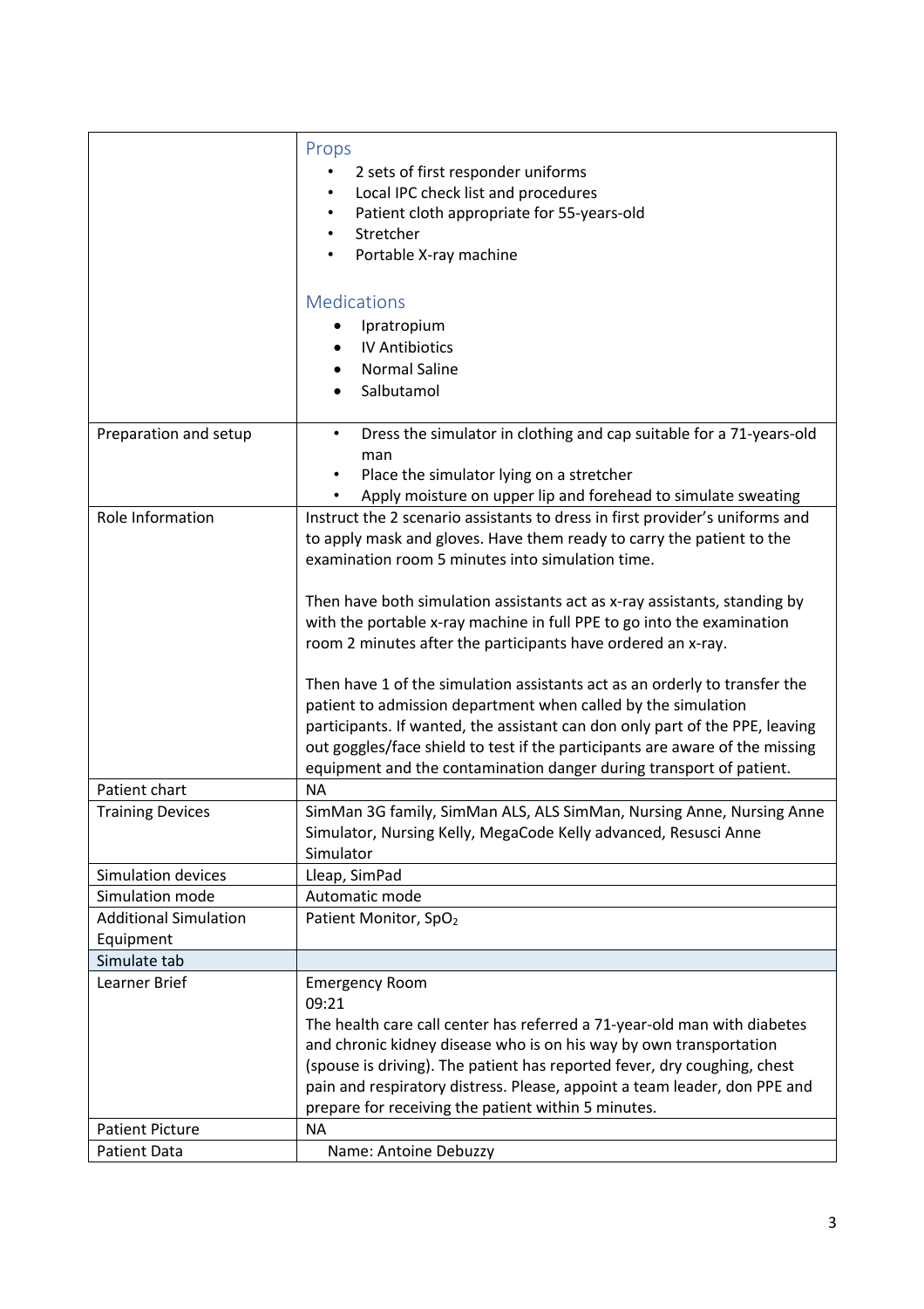| | |
|---|---|
| | **Props**<br>• 2 sets of first responder uniforms<br>• Local IPC check list and procedures<br>• Patient cloth appropriate for 55-years-old<br>• Stretcher<br>• Portable X-ray machine<br><br>**Medications**<br>• Ipratropium<br>• IV Antibiotics<br>• Normal Saline<br>• Salbutamol |
| Preparation and setup | • Dress the simulator in clothing and cap suitable for a 71-years-old man<br>• Place the simulator lying on a stretcher<br>• Apply moisture on upper lip and forehead to simulate sweating |
| Role Information | Instruct the 2 scenario assistants to dress in first provider's uniforms and to apply mask and gloves. Have them ready to carry the patient to the examination room 5 minutes into simulation time.<br><br>Then have both simulation assistants act as x-ray assistants, standing by with the portable x-ray machine in full PPE to go into the examination room 2 minutes after the participants have ordered an x-ray.<br><br>Then have 1 of the simulation assistants act as an orderly to transfer the patient to admission department when called by the simulation participants. If wanted, the assistant can don only part of the PPE, leaving out goggles/face shield to test if the participants are aware of the missing equipment and the contamination danger during transport of patient. |
| Patient chart | NA |
| Training Devices | SimMan 3G family, SimMan ALS, ALS SimMan, Nursing Anne, Nursing Anne Simulator, Nursing Kelly, MegaCode Kelly advanced, Resusci Anne Simulator |
| Simulation devices | Lleap, SimPad |
| Simulation mode | Automatic mode |
| Additional Simulation Equipment | Patient Monitor, $SpO_2$ |
| Simulate tab | |
| Learner Brief | Emergency Room<br>09:21<br>The health care call center has referred a 71-year-old man with diabetes and chronic kidney disease who is on his way by own transportation (spouse is driving). The patient has reported fever, dry coughing, chest pain and respiratory distress. Please, appoint a team leader, don PPE and prepare for receiving the patient within 5 minutes. |
| Patient Picture | NA |
| Patient Data | Name: Antoine Debuzzy |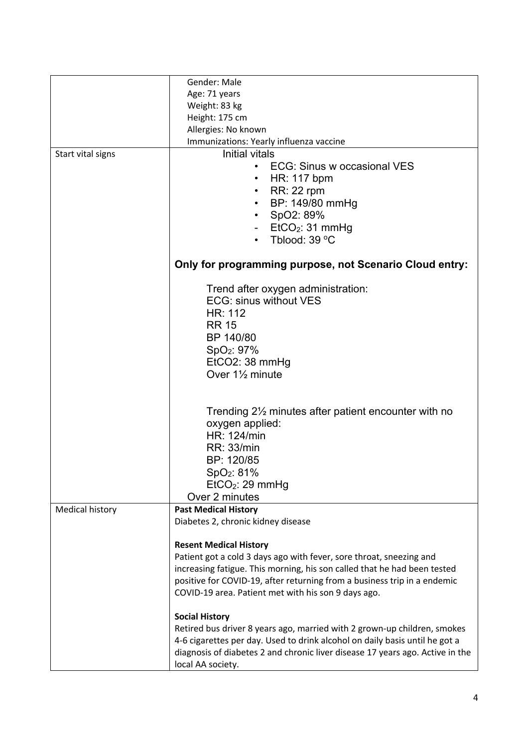| | |
|---|---|
| | Gender: Male<br>Age: 71 years<br>Weight: 83 kg<br>Height: 175 cm<br>Allergies: No known<br>Immunizations: Yearly influenza vaccine |
| Start vital signs | Initial vitals<br>• ECG: Sinus w occasional VES<br>• HR: 117 bpm<br>• RR: 22 rpm<br>• BP: 149/80 mmHg<br>• SpO2: 89%<br>- $EtCO_2$: 31 mmHg<br>• Tblood: 39 °C<br><br>**Only for programming purpose, not Scenario Cloud entry:**<br><br>Trend after oxygen administration:<br>ECG: sinus without VES<br>HR: 112<br>RR 15<br>BP 140/80<br>$SpO_2$: 97%<br>EtCO2: 38 mmHg<br>Over 1½ minute<br><br>Trending 2½ minutes after patient encounter with no oxygen applied:<br>HR: 124/min<br>RR: 33/min<br>BP: 120/85<br>$SpO_2$: 81%<br>$EtCO_2$: 29 mmHg<br>Over 2 minutes |
| Medical history | **Past Medical History**<br>Diabetes 2, chronic kidney disease<br><br>**Resent Medical History**<br>Patient got a cold 3 days ago with fever, sore throat, sneezing and increasing fatigue. This morning, his son called that he had been tested positive for COVID-19, after returning from a business trip in a endemic COVID-19 area. Patient met with his son 9 days ago.<br><br>**Social History**<br>Retired bus driver 8 years ago, married with 2 grown-up children, smokes 4-6 cigarettes per day. Used to drink alcohol on daily basis until he got a diagnosis of diabetes 2 and chronic liver disease 17 years ago. Active in the local AA society. |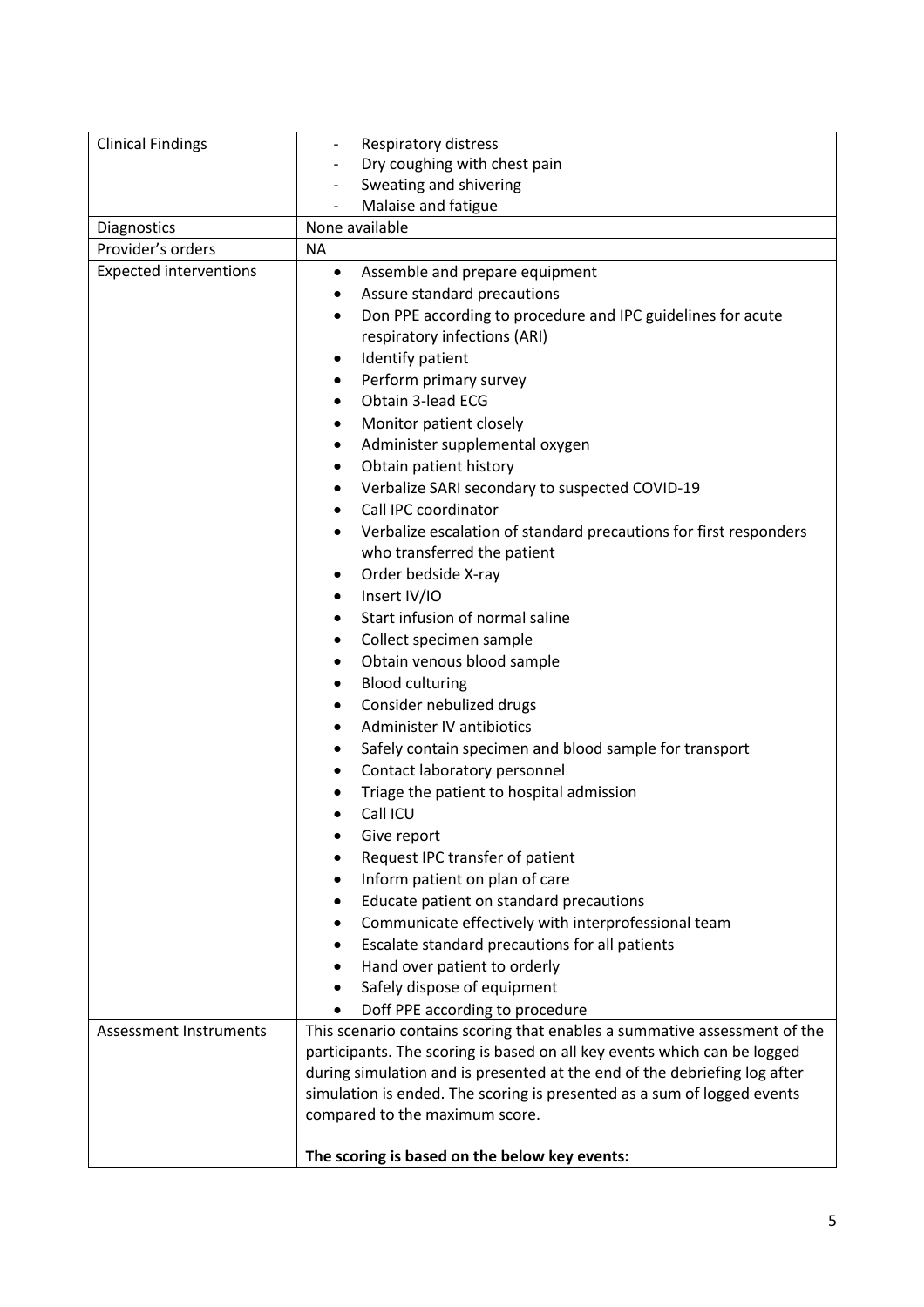| | |
|---|---|
| Clinical Findings | - Respiratory distress<br>- Dry coughing with chest pain<br>- Sweating and shivering<br>- Malaise and fatigue |
| Diagnostics | None available |
| Provider's orders | NA |
| Expected interventions | • Assemble and prepare equipment<br>• Assure standard precautions<br>• Don PPE according to procedure and IPC guidelines for acute respiratory infections (ARI)<br>• Identify patient<br>• Perform primary survey<br>• Obtain 3-lead ECG<br>• Monitor patient closely<br>• Administer supplemental oxygen<br>• Obtain patient history<br>• Verbalize SARI secondary to suspected COVID-19<br>• Call IPC coordinator<br>• Verbalize escalation of standard precautions for first responders who transferred the patient<br>• Order bedside X-ray<br>• Insert IV/IO<br>• Start infusion of normal saline<br>• Collect specimen sample<br>• Obtain venous blood sample<br>• Blood culturing<br>• Consider nebulized drugs<br>• Administer IV antibiotics<br>• Safely contain specimen and blood sample for transport<br>• Contact laboratory personnel<br>• Triage the patient to hospital admission<br>• Call ICU<br>• Give report<br>• Request IPC transfer of patient<br>• Inform patient on plan of care<br>• Educate patient on standard precautions<br>• Communicate effectively with interprofessional team<br>• Escalate standard precautions for all patients<br>• Hand over patient to orderly<br>• Safely dispose of equipment<br>• Doff PPE according to procedure |
| Assessment Instruments | This scenario contains scoring that enables a summative assessment of the participants. The scoring is based on all key events which can be logged during simulation and is presented at the end of the debriefing log after simulation is ended. The scoring is presented as a sum of logged events compared to the maximum score.<br><br>**The scoring is based on the below key events:** |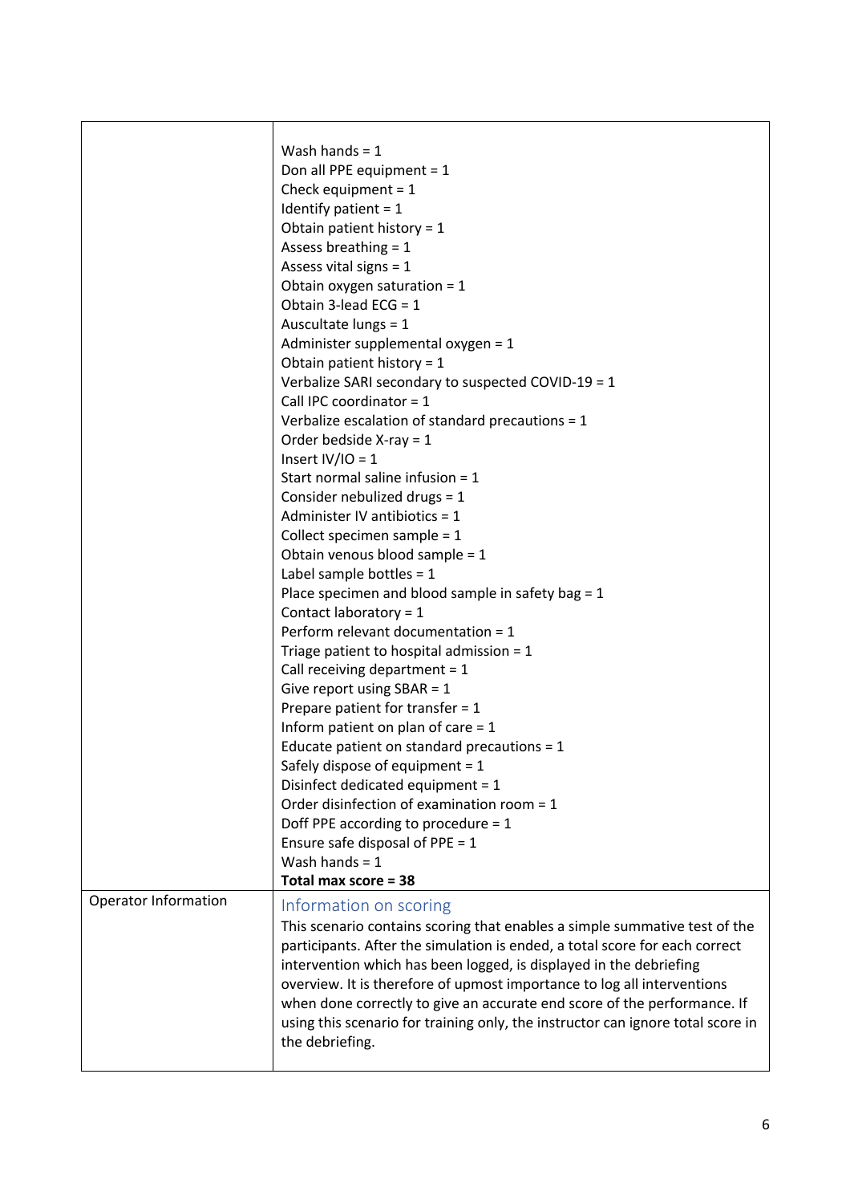| | |
|---|---|
| | Wash hands = 1<br>Don all PPE equipment = 1<br>Check equipment = 1<br>Identify patient = 1<br>Obtain patient history = 1<br>Assess breathing = 1<br>Assess vital signs = 1<br>Obtain oxygen saturation = 1<br>Obtain 3-lead ECG = 1<br>Auscultate lungs = 1<br>Administer supplemental oxygen = 1<br>Obtain patient history = 1<br>Verbalize SARI secondary to suspected COVID-19 = 1<br>Call IPC coordinator = 1<br>Verbalize escalation of standard precautions = 1<br>Order bedside X-ray = 1<br>Insert IV/IO = 1<br>Start normal saline infusion = 1<br>Consider nebulized drugs = 1<br>Administer IV antibiotics = 1<br>Collect specimen sample = 1<br>Obtain venous blood sample = 1<br>Label sample bottles = 1<br>Place specimen and blood sample in safety bag = 1<br>Contact laboratory = 1<br>Perform relevant documentation = 1<br>Triage patient to hospital admission = 1<br>Call receiving department = 1<br>Give report using SBAR = 1<br>Prepare patient for transfer = 1<br>Inform patient on plan of care = 1<br>Educate patient on standard precautions = 1<br>Safely dispose of equipment = 1<br>Disinfect dedicated equipment = 1<br>Order disinfection of examination room = 1<br>Doff PPE according to procedure = 1<br>Ensure safe disposal of PPE = 1<br>Wash hands = 1<br>**Total max score = 38** |
| Operator Information | **Information on scoring**<br>This scenario contains scoring that enables a simple summative test of the participants. After the simulation is ended, a total score for each correct intervention which has been logged, is displayed in the debriefing overview. It is therefore of upmost importance to log all interventions when done correctly to give an accurate end score of the performance. If using this scenario for training only, the instructor can ignore total score in the debriefing. |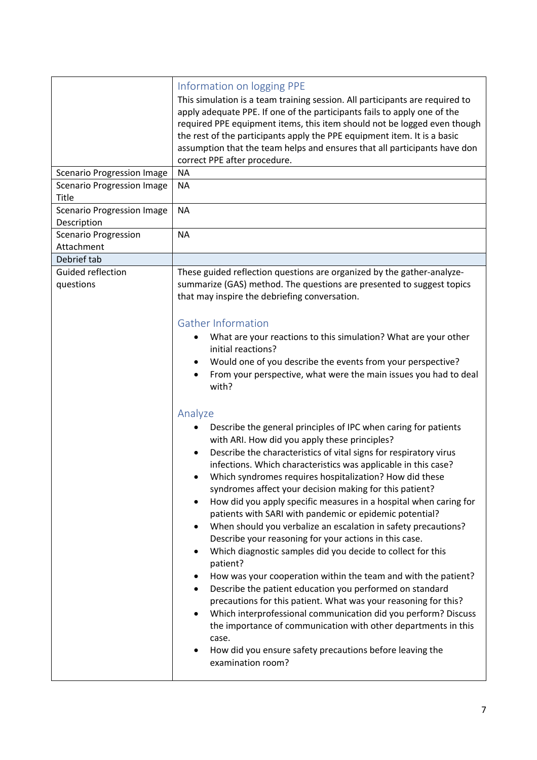| | |
|---|---|
| | **Information on logging PPE**<br>This simulation is a team training session. All participants are required to apply adequate PPE. If one of the participants fails to apply one of the required PPE equipment items, this item should not be logged even though the rest of the participants apply the PPE equipment item. It is a basic assumption that the team helps and ensures that all participants have don correct PPE after procedure. |
| Scenario Progression Image | NA |
| Scenario Progression Image Title | NA |
| Scenario Progression Image Description | NA |
| Scenario Progression Attachment | NA |
| Debrief tab | |
| Guided reflection questions | These guided reflection questions are organized by the gather-analyze-summarize (GAS) method. The questions are presented to suggest topics that may inspire the debriefing conversation.<br><br>**Gather Information**<br>• What are your reactions to this simulation? What are your other initial reactions?<br>• Would one of you describe the events from your perspective?<br>• From your perspective, what were the main issues you had to deal with?<br><br>**Analyze**<br>• Describe the general principles of IPC when caring for patients with ARI. How did you apply these principles?<br>• Describe the characteristics of vital signs for respiratory virus infections. Which characteristics was applicable in this case?<br>• Which syndromes requires hospitalization? How did these syndromes affect your decision making for this patient?<br>• How did you apply specific measures in a hospital when caring for patients with SARI with pandemic or epidemic potential?<br>• When should you verbalize an escalation in safety precautions? Describe your reasoning for your actions in this case.<br>• Which diagnostic samples did you decide to collect for this patient?<br>• How was your cooperation within the team and with the patient?<br>• Describe the patient education you performed on standard precautions for this patient. What was your reasoning for this?<br>• Which interprofessional communication did you perform? Discuss the importance of communication with other departments in this case.<br>• How did you ensure safety precautions before leaving the examination room? |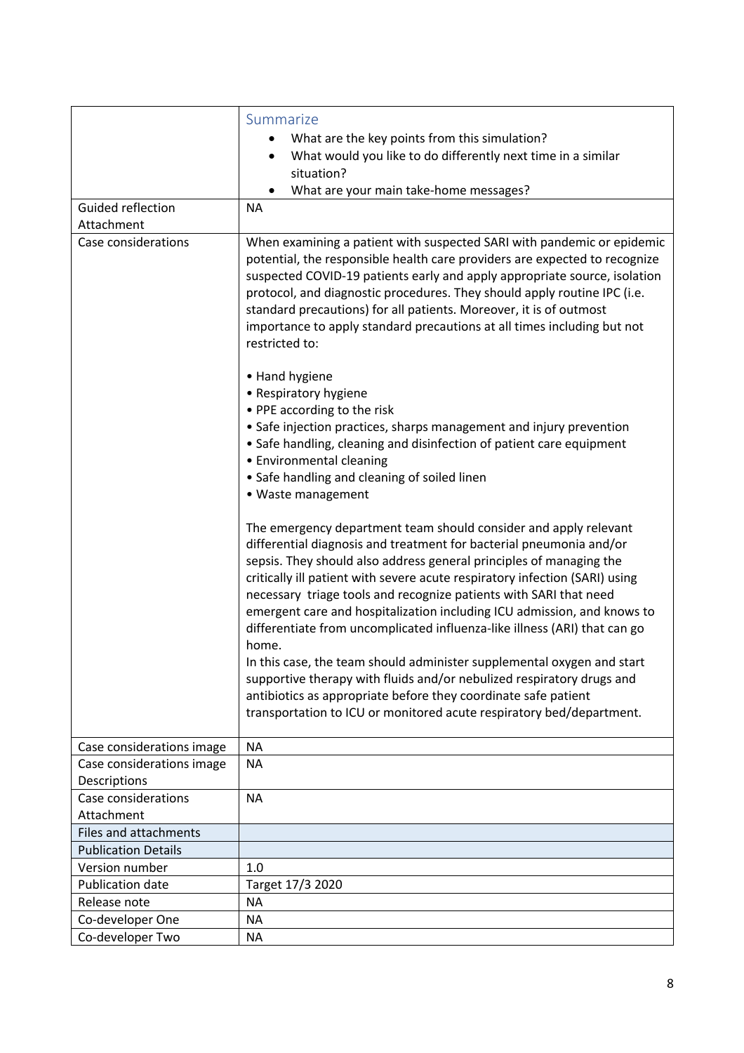| | |
|---|---|
| | Summarize<br>• What are the key points from this simulation?<br>• What would you like to do differently next time in a similar situation?<br>• What are your main take-home messages? |
| Guided reflection Attachment | NA |
| Case considerations | When examining a patient with suspected SARI with pandemic or epidemic potential, the responsible health care providers are expected to recognize suspected COVID-19 patients early and apply appropriate source, isolation protocol, and diagnostic procedures. They should apply routine IPC (i.e. standard precautions) for all patients. Moreover, it is of outmost importance to apply standard precautions at all times including but not restricted to:<br><br>• Hand hygiene<br>• Respiratory hygiene<br>• PPE according to the risk<br>• Safe injection practices, sharps management and injury prevention<br>• Safe handling, cleaning and disinfection of patient care equipment<br>• Environmental cleaning<br>• Safe handling and cleaning of soiled linen<br>• Waste management<br><br>The emergency department team should consider and apply relevant differential diagnosis and treatment for bacterial pneumonia and/or sepsis. They should also address general principles of managing the critically ill patient with severe acute respiratory infection (SARI) using necessary triage tools and recognize patients with SARI that need emergent care and hospitalization including ICU admission, and knows to differentiate from uncomplicated influenza-like illness (ARI) that can go home.<br>In this case, the team should administer supplemental oxygen and start supportive therapy with fluids and/or nebulized respiratory drugs and antibiotics as appropriate before they coordinate safe patient transportation to ICU or monitored acute respiratory bed/department. |
| Case considerations image | NA |
| Case considerations image Descriptions | NA |
| Case considerations Attachment | NA |
| Files and attachments | |
| Publication Details | |
| Version number | 1.0 |
| Publication date | Target 17/3 2020 |
| Release note | NA |
| Co-developer One | NA |
| Co-developer Two | NA |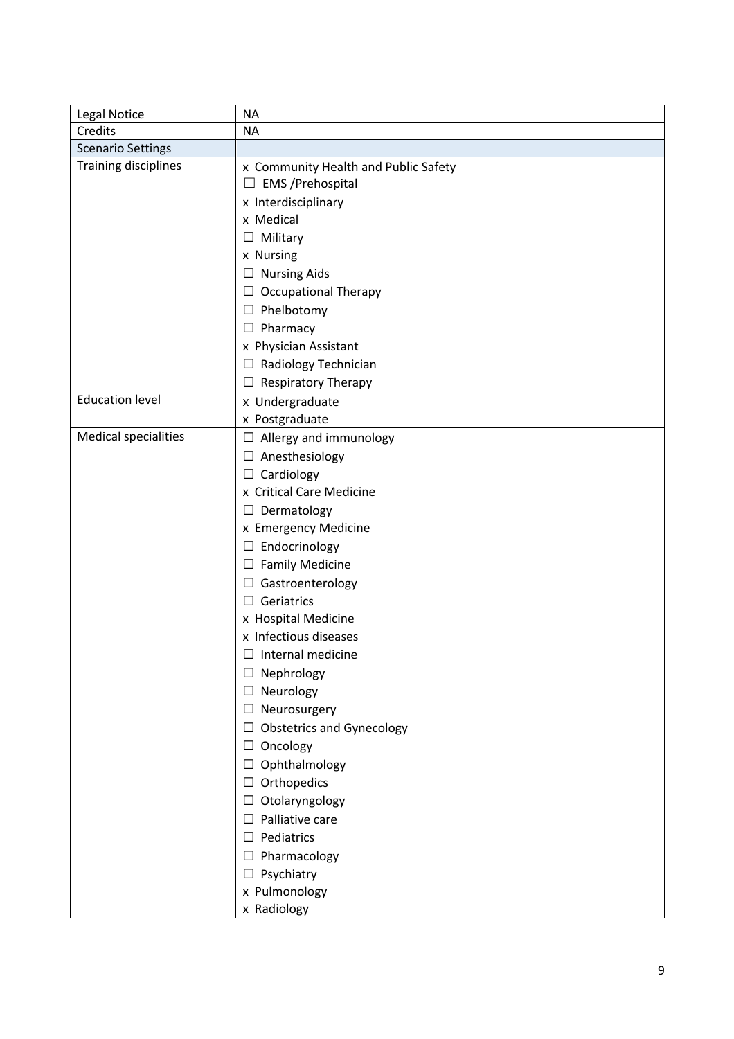| Legal Notice | NA |
|---|---|
| Credits | NA |
| Scenario Settings | |
| Training disciplines | x Community Health and Public Safety<br>☐ EMS /Prehospital<br>x Interdisciplinary<br>x Medical<br>☐ Military<br>x Nursing<br>☐ Nursing Aids<br>☐ Occupational Therapy<br>☐ Phelbotomy<br>☐ Pharmacy<br>x Physician Assistant<br>☐ Radiology Technician<br>☐ Respiratory Therapy |
| Education level | x Undergraduate<br>x Postgraduate |
| Medical specialities | ☐ Allergy and immunology<br>☐ Anesthesiology<br>☐ Cardiology<br>x Critical Care Medicine<br>☐ Dermatology<br>x Emergency Medicine<br>☐ Endocrinology<br>☐ Family Medicine<br>☐ Gastroenterology<br>☐ Geriatrics<br>x Hospital Medicine<br>x Infectious diseases<br>☐ Internal medicine<br>☐ Nephrology<br>☐ Neurology<br>☐ Neurosurgery<br>☐ Obstetrics and Gynecology<br>☐ Oncology<br>☐ Ophthalmology<br>☐ Orthopedics<br>☐ Otolaryngology<br>☐ Palliative care<br>☐ Pediatrics<br>☐ Pharmacology<br>☐ Psychiatry<br>x Pulmonology<br>x Radiology |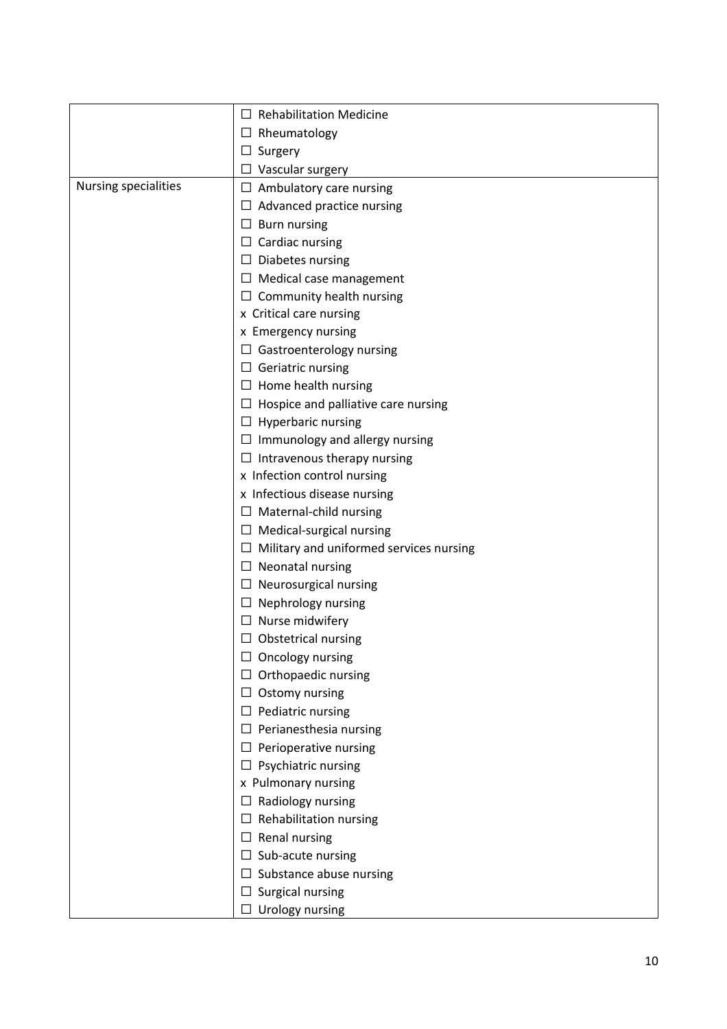| | |
|---|---|
| | ☐ Rehabilitation Medicine<br>☐ Rheumatology<br>☐ Surgery<br>☐ Vascular surgery |
| Nursing specialities | ☐ Ambulatory care nursing<br>☐ Advanced practice nursing<br>☐ Burn nursing<br>☐ Cardiac nursing<br>☐ Diabetes nursing<br>☐ Medical case management<br>☐ Community health nursing<br>x Critical care nursing<br>x Emergency nursing<br>☐ Gastroenterology nursing<br>☐ Geriatric nursing<br>☐ Home health nursing<br>☐ Hospice and palliative care nursing<br>☐ Hyperbaric nursing<br>☐ Immunology and allergy nursing<br>☐ Intravenous therapy nursing<br>x Infection control nursing<br>x Infectious disease nursing<br>☐ Maternal-child nursing<br>☐ Medical-surgical nursing<br>☐ Military and uniformed services nursing<br>☐ Neonatal nursing<br>☐ Neurosurgical nursing<br>☐ Nephrology nursing<br>☐ Nurse midwifery<br>☐ Obstetrical nursing<br>☐ Oncology nursing<br>☐ Orthopaedic nursing<br>☐ Ostomy nursing<br>☐ Pediatric nursing<br>☐ Perianesthesia nursing<br>☐ Perioperative nursing<br>☐ Psychiatric nursing<br>x Pulmonary nursing<br>☐ Radiology nursing<br>☐ Rehabilitation nursing<br>☐ Renal nursing<br>☐ Sub-acute nursing<br>☐ Substance abuse nursing<br>☐ Surgical nursing<br>☐ Urology nursing |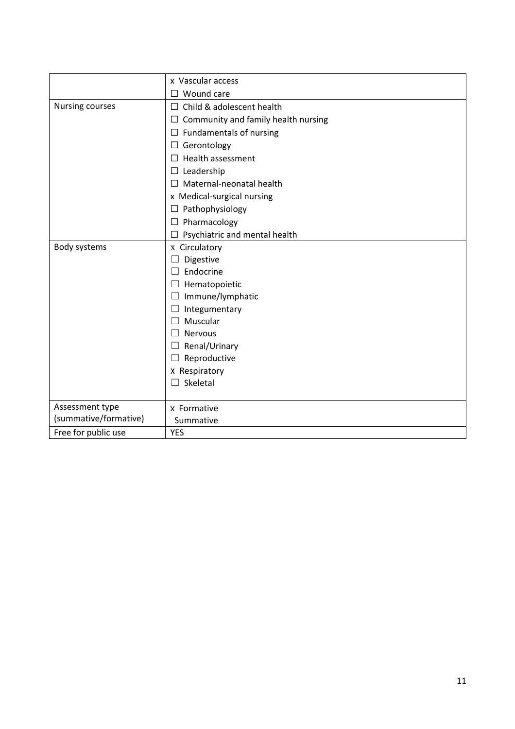| | |
|---|---|
| | x Vascular access<br>☐ Wound care |
| Nursing courses | ☐ Child & adolescent health<br>☐ Community and family health nursing<br>☐ Fundamentals of nursing<br>☐ Gerontology<br>☐ Health assessment<br>☐ Leadership<br>☐ Maternal-neonatal health<br>x Medical-surgical nursing<br>☐ Pathophysiology<br>☐ Pharmacology<br>☐ Psychiatric and mental health |
| Body systems | X Circulatory<br>☐ Digestive<br>☐ Endocrine<br>☐ Hematopoietic<br>☐ Immune/lymphatic<br>☐ Integumentary<br>☐ Muscular<br>☐ Nervous<br>☐ Renal/Urinary<br>☐ Reproductive<br>X Respiratory<br>☐ Skeletal |
| Assessment type (summative/formative) | x Formative<br>Summative |
| Free for public use | YES |